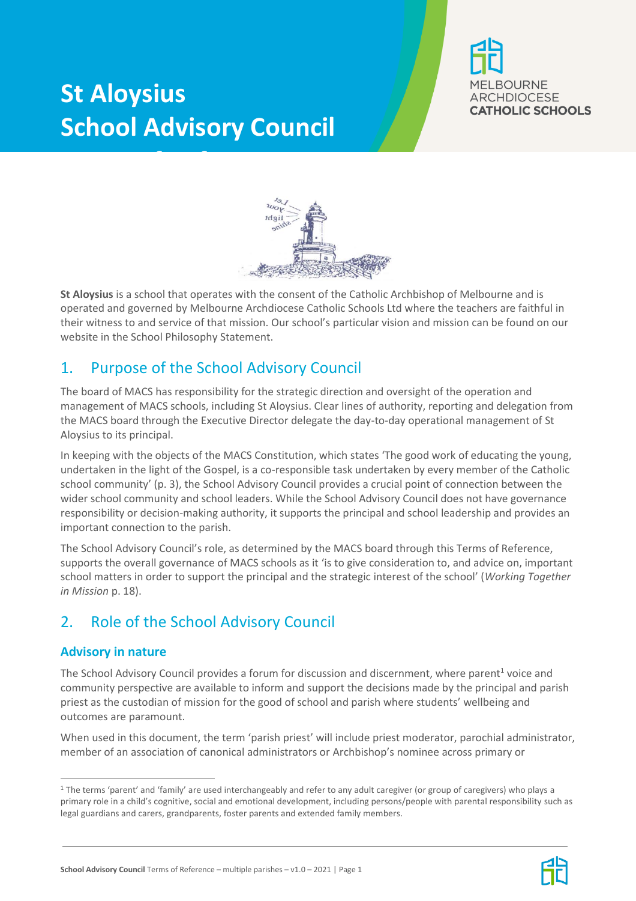# St Aloysius School Advisory Council

**St Aloysius** is a school that operates with the consent of the Catholic Archbishop of Melbourne and is operated and governed by Melbourne Archdiocese Catholic Schools Ltd where the teachers are faithful in their witness to and service of that mission. Our school's particular vision and mission can be found on our website in the School Philosophy Statement.

## 1. Purpose of the School Advisory Council

The board of MACS has responsibility for the strategic direction and oversight of the operation and management of MACS schools, including St Aloysius. Clear lines of authority, reporting and delegation from the MACS board through the Executive Director delegate the day-to-day operational management of St Aloysius to its principal.

In keeping with the objects of the MACS Constitution, which states 'The good work of educating the young, undertaken in the light of the Gospel, is a co-responsible task undertaken by every member of the Catholic school community' (p. 3), the School Advisory Council provides a crucial point of connection between the wider school community and school leaders. While the School Advisory Council does not have governance responsibility or decision-making authority, it supports the principal and school leadership and provides an important connection to the parish.

The School Advisory Council's role, as determined by the MACS board through this Terms of Reference, supports the overall governance of MACS schools as it 'is to give consideration to, and advice on, important school matters in order to support the principal and the strategic interest of the school' (*Working Together in Mission* p. 18).

## 2. Role of the School Advisory Council

### Advisory in nature

The School Advisory Council provides a forum for discussion and discernment, where parent[1] voice and community perspective are available to inform and support the decisions made by the principal and parish priest as the custodian of mission for the good of school and parish where students' wellbeing and outcomes are paramount.

When used in this document, the term 'parish priest' will include priest moderator, parochial administrator, member of an association of canonical administrators or Archbishop's nominee across primary or

[1] The terms 'parent' and 'family' are used interchangeably and refer to any adult caregiver (or group of caregivers) who plays a primary role in a child's cognitive, social and emotional development, including persons/people with parental responsibility such as legal guardians and carers, grandparents, foster parents and extended family members.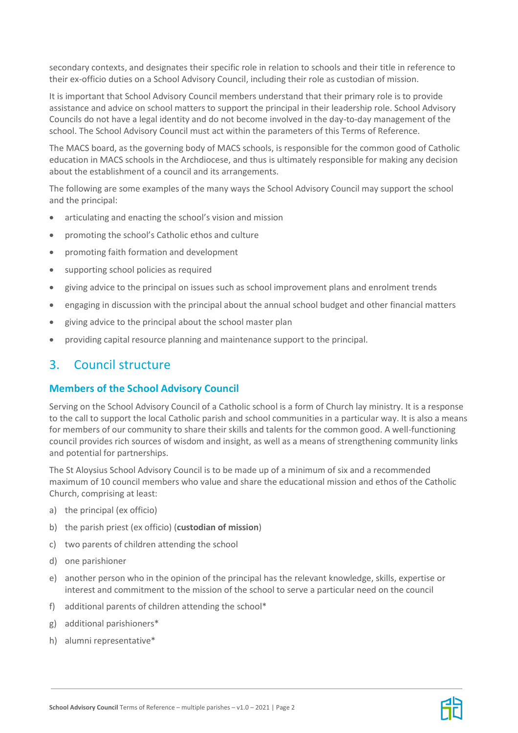secondary contexts, and designates their specific role in relation to schools and their title in reference to their ex-officio duties on a School Advisory Council, including their role as custodian of mission.

It is important that School Advisory Council members understand that their primary role is to provide assistance and advice on school matters to support the principal in their leadership role. School Advisory Councils do not have a legal identity and do not become involved in the day-to-day management of the school. The School Advisory Council must act within the parameters of this Terms of Reference.

The MACS board, as the governing body of MACS schools, is responsible for the common good of Catholic education in MACS schools in the Archdiocese, and thus is ultimately responsible for making any decision about the establishment of a council and its arrangements.

The following are some examples of the many ways the School Advisory Council may support the school and the principal:

- articulating and enacting the school's vision and mission
- promoting the school's Catholic ethos and culture
- promoting faith formation and development
- supporting school policies as required
- giving advice to the principal on issues such as school improvement plans and enrolment trends
- engaging in discussion with the principal about the annual school budget and other financial matters
- giving advice to the principal about the school master plan
- providing capital resource planning and maintenance support to the principal.

## 3. Council structure

### Members of the School Advisory Council

Serving on the School Advisory Council of a Catholic school is a form of Church lay ministry. It is a response to the call to support the local Catholic parish and school communities in a particular way. It is also a means for members of our community to share their skills and talents for the common good. A well-functioning council provides rich sources of wisdom and insight, as well as a means of strengthening community links and potential for partnerships.

The St Aloysius School Advisory Council is to be made up of a minimum of six and a recommended maximum of 10 council members who value and share the educational mission and ethos of the Catholic Church, comprising at least:

a) the principal (ex officio)
b) the parish priest (ex officio) (**custodian of mission**)
c) two parents of children attending the school
d) one parishioner
e) another person who in the opinion of the principal has the relevant knowledge, skills, expertise or interest and commitment to the mission of the school to serve a particular need on the council
f) additional parents of children attending the school*
g) additional parishioners*
h) alumni representative*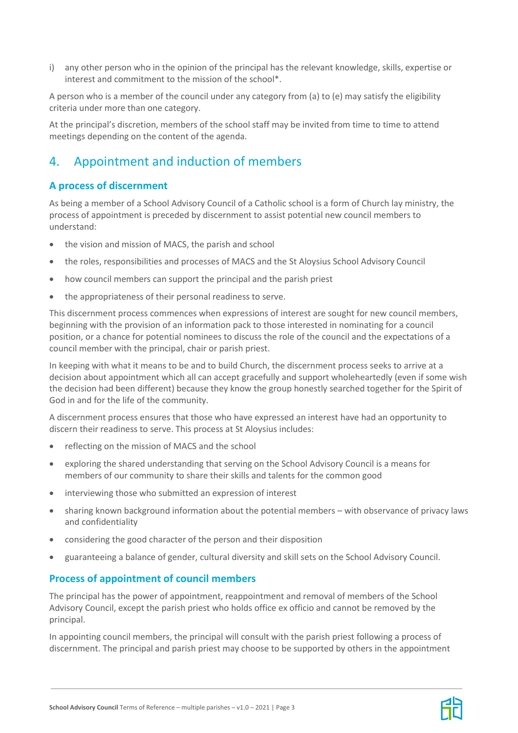i) any other person who in the opinion of the principal has the relevant knowledge, skills, expertise or interest and commitment to the mission of the school*.

A person who is a member of the council under any category from (a) to (e) may satisfy the eligibility criteria under more than one category.

At the principal's discretion, members of the school staff may be invited from time to time to attend meetings depending on the content of the agenda.

## 4. Appointment and induction of members

### A process of discernment

As being a member of a School Advisory Council of a Catholic school is a form of Church lay ministry, the process of appointment is preceded by discernment to assist potential new council members to understand:

- the vision and mission of MACS, the parish and school
- the roles, responsibilities and processes of MACS and the St Aloysius School Advisory Council
- how council members can support the principal and the parish priest
- the appropriateness of their personal readiness to serve.

This discernment process commences when expressions of interest are sought for new council members, beginning with the provision of an information pack to those interested in nominating for a council position, or a chance for potential nominees to discuss the role of the council and the expectations of a council member with the principal, chair or parish priest.

In keeping with what it means to be and to build Church, the discernment process seeks to arrive at a decision about appointment which all can accept gracefully and support wholeheartedly (even if some wish the decision had been different) because they know the group honestly searched together for the Spirit of God in and for the life of the community.

A discernment process ensures that those who have expressed an interest have had an opportunity to discern their readiness to serve. This process at St Aloysius includes:

- reflecting on the mission of MACS and the school
- exploring the shared understanding that serving on the School Advisory Council is a means for members of our community to share their skills and talents for the common good
- interviewing those who submitted an expression of interest
- sharing known background information about the potential members – with observance of privacy laws and confidentiality
- considering the good character of the person and their disposition
- guaranteeing a balance of gender, cultural diversity and skill sets on the School Advisory Council.

### Process of appointment of council members

The principal has the power of appointment, reappointment and removal of members of the School Advisory Council, except the parish priest who holds office ex officio and cannot be removed by the principal.

In appointing council members, the principal will consult with the parish priest following a process of discernment. The principal and parish priest may choose to be supported by others in the appointment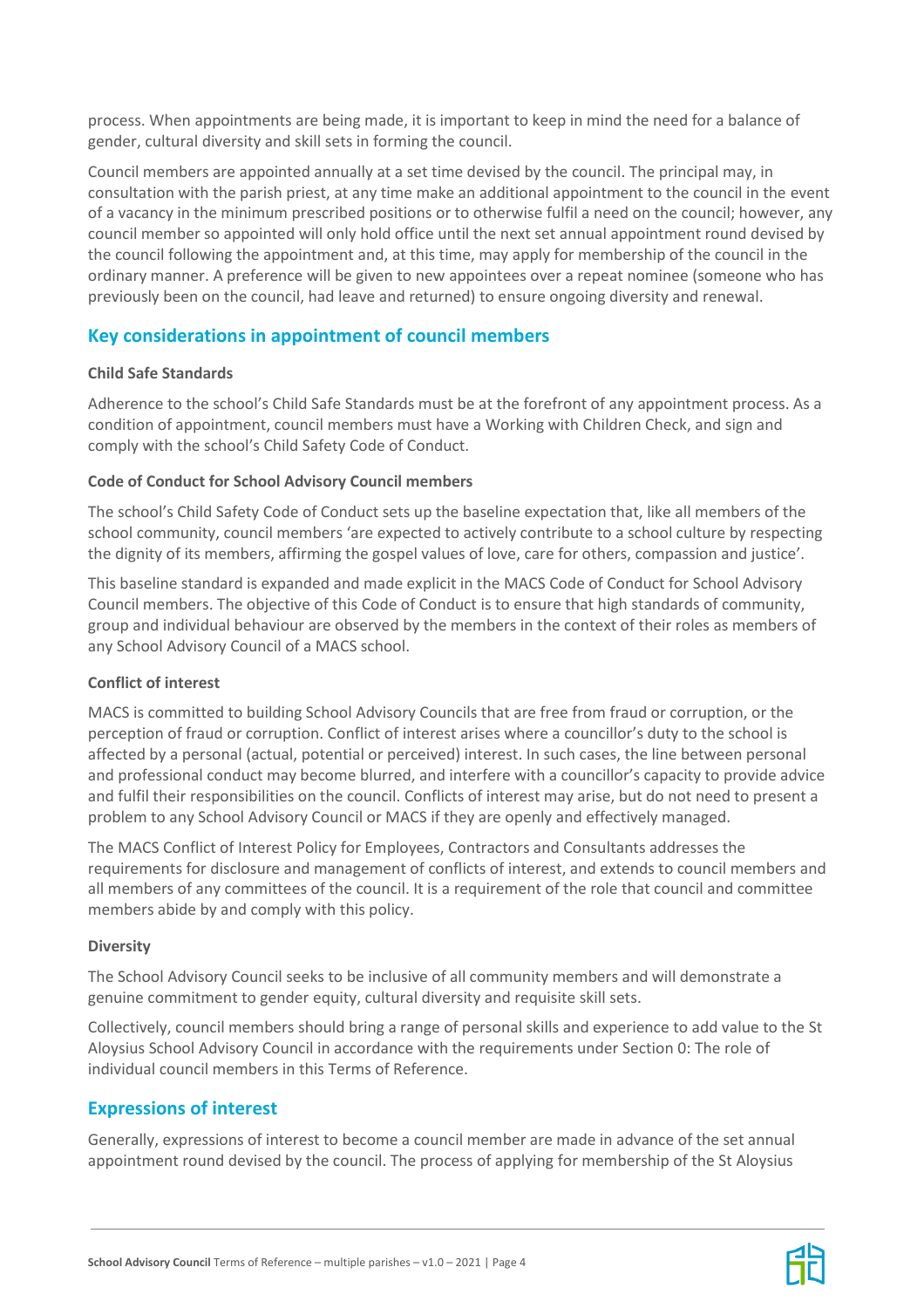process. When appointments are being made, it is important to keep in mind the need for a balance of gender, cultural diversity and skill sets in forming the council.

Council members are appointed annually at a set time devised by the council. The principal may, in consultation with the parish priest, at any time make an additional appointment to the council in the event of a vacancy in the minimum prescribed positions or to otherwise fulfil a need on the council; however, any council member so appointed will only hold office until the next set annual appointment round devised by the council following the appointment and, at this time, may apply for membership of the council in the ordinary manner. A preference will be given to new appointees over a repeat nominee (someone who has previously been on the council, had leave and returned) to ensure ongoing diversity and renewal.

## Key considerations in appointment of council members

### Child Safe Standards

Adherence to the school's Child Safe Standards must be at the forefront of any appointment process. As a condition of appointment, council members must have a Working with Children Check, and sign and comply with the school's Child Safety Code of Conduct.

### Code of Conduct for School Advisory Council members

The school's Child Safety Code of Conduct sets up the baseline expectation that, like all members of the school community, council members 'are expected to actively contribute to a school culture by respecting the dignity of its members, affirming the gospel values of love, care for others, compassion and justice'.

This baseline standard is expanded and made explicit in the MACS Code of Conduct for School Advisory Council members. The objective of this Code of Conduct is to ensure that high standards of community, group and individual behaviour are observed by the members in the context of their roles as members of any School Advisory Council of a MACS school.

### Conflict of interest

MACS is committed to building School Advisory Councils that are free from fraud or corruption, or the perception of fraud or corruption. Conflict of interest arises where a councillor's duty to the school is affected by a personal (actual, potential or perceived) interest. In such cases, the line between personal and professional conduct may become blurred, and interfere with a councillor's capacity to provide advice and fulfil their responsibilities on the council. Conflicts of interest may arise, but do not need to present a problem to any School Advisory Council or MACS if they are openly and effectively managed.

The MACS Conflict of Interest Policy for Employees, Contractors and Consultants addresses the requirements for disclosure and management of conflicts of interest, and extends to council members and all members of any committees of the council. It is a requirement of the role that council and committee members abide by and comply with this policy.

### Diversity

The School Advisory Council seeks to be inclusive of all community members and will demonstrate a genuine commitment to gender equity, cultural diversity and requisite skill sets.

Collectively, council members should bring a range of personal skills and experience to add value to the St Aloysius School Advisory Council in accordance with the requirements under Section 0: The role of individual council members in this Terms of Reference.

## Expressions of interest

Generally, expressions of interest to become a council member are made in advance of the set annual appointment round devised by the council. The process of applying for membership of the St Aloysius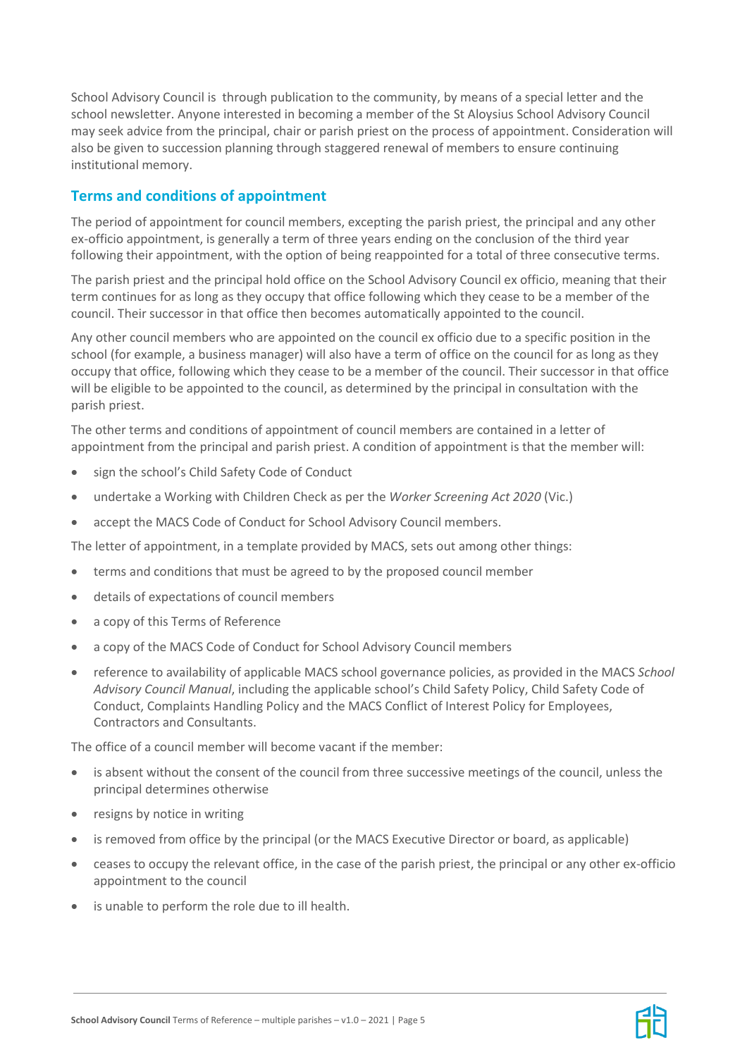School Advisory Council is  through publication to the community, by means of a special letter and the school newsletter. Anyone interested in becoming a member of the St Aloysius School Advisory Council may seek advice from the principal, chair or parish priest on the process of appointment. Consideration will also be given to succession planning through staggered renewal of members to ensure continuing institutional memory.

## Terms and conditions of appointment

The period of appointment for council members, excepting the parish priest, the principal and any other ex-officio appointment, is generally a term of three years ending on the conclusion of the third year following their appointment, with the option of being reappointed for a total of three consecutive terms.

The parish priest and the principal hold office on the School Advisory Council ex officio, meaning that their term continues for as long as they occupy that office following which they cease to be a member of the council. Their successor in that office then becomes automatically appointed to the council.

Any other council members who are appointed on the council ex officio due to a specific position in the school (for example, a business manager) will also have a term of office on the council for as long as they occupy that office, following which they cease to be a member of the council. Their successor in that office will be eligible to be appointed to the council, as determined by the principal in consultation with the parish priest.

The other terms and conditions of appointment of council members are contained in a letter of appointment from the principal and parish priest. A condition of appointment is that the member will:

- sign the school's Child Safety Code of Conduct
- undertake a Working with Children Check as per the *Worker Screening Act 2020* (Vic.)
- accept the MACS Code of Conduct for School Advisory Council members.

The letter of appointment, in a template provided by MACS, sets out among other things:

- terms and conditions that must be agreed to by the proposed council member
- details of expectations of council members
- a copy of this Terms of Reference
- a copy of the MACS Code of Conduct for School Advisory Council members
- reference to availability of applicable MACS school governance policies, as provided in the MACS *School Advisory Council Manual*, including the applicable school's Child Safety Policy, Child Safety Code of Conduct, Complaints Handling Policy and the MACS Conflict of Interest Policy for Employees, Contractors and Consultants.

The office of a council member will become vacant if the member:

- is absent without the consent of the council from three successive meetings of the council, unless the principal determines otherwise
- resigns by notice in writing
- is removed from office by the principal (or the MACS Executive Director or board, as applicable)
- ceases to occupy the relevant office, in the case of the parish priest, the principal or any other ex-officio appointment to the council
- is unable to perform the role due to ill health.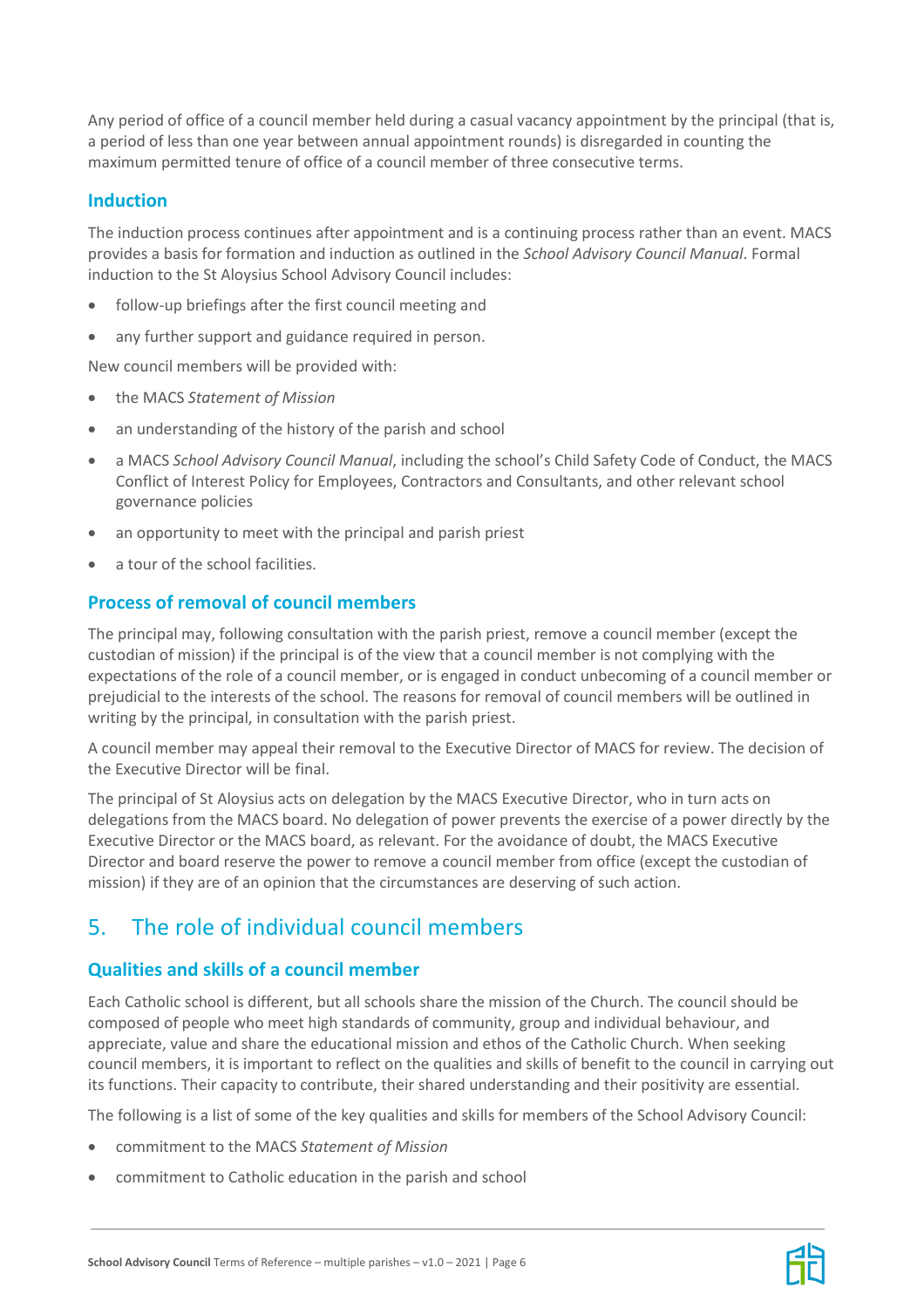Any period of office of a council member held during a casual vacancy appointment by the principal (that is, a period of less than one year between annual appointment rounds) is disregarded in counting the maximum permitted tenure of office of a council member of three consecutive terms.

### Induction

The induction process continues after appointment and is a continuing process rather than an event. MACS provides a basis for formation and induction as outlined in the *School Advisory Council Manual*. Formal induction to the St Aloysius School Advisory Council includes:

- follow-up briefings after the first council meeting and
- any further support and guidance required in person.

New council members will be provided with:

- the MACS *Statement of Mission*
- an understanding of the history of the parish and school
- a MACS *School Advisory Council Manual*, including the school's Child Safety Code of Conduct, the MACS Conflict of Interest Policy for Employees, Contractors and Consultants, and other relevant school governance policies
- an opportunity to meet with the principal and parish priest
- a tour of the school facilities.

### Process of removal of council members

The principal may, following consultation with the parish priest, remove a council member (except the custodian of mission) if the principal is of the view that a council member is not complying with the expectations of the role of a council member, or is engaged in conduct unbecoming of a council member or prejudicial to the interests of the school. The reasons for removal of council members will be outlined in writing by the principal, in consultation with the parish priest.

A council member may appeal their removal to the Executive Director of MACS for review. The decision of the Executive Director will be final.

The principal of St Aloysius acts on delegation by the MACS Executive Director, who in turn acts on delegations from the MACS board. No delegation of power prevents the exercise of a power directly by the Executive Director or the MACS board, as relevant. For the avoidance of doubt, the MACS Executive Director and board reserve the power to remove a council member from office (except the custodian of mission) if they are of an opinion that the circumstances are deserving of such action.

## 5. The role of individual council members

### Qualities and skills of a council member

Each Catholic school is different, but all schools share the mission of the Church. The council should be composed of people who meet high standards of community, group and individual behaviour, and appreciate, value and share the educational mission and ethos of the Catholic Church. When seeking council members, it is important to reflect on the qualities and skills of benefit to the council in carrying out its functions. Their capacity to contribute, their shared understanding and their positivity are essential.

The following is a list of some of the key qualities and skills for members of the School Advisory Council:

- commitment to the MACS *Statement of Mission*
- commitment to Catholic education in the parish and school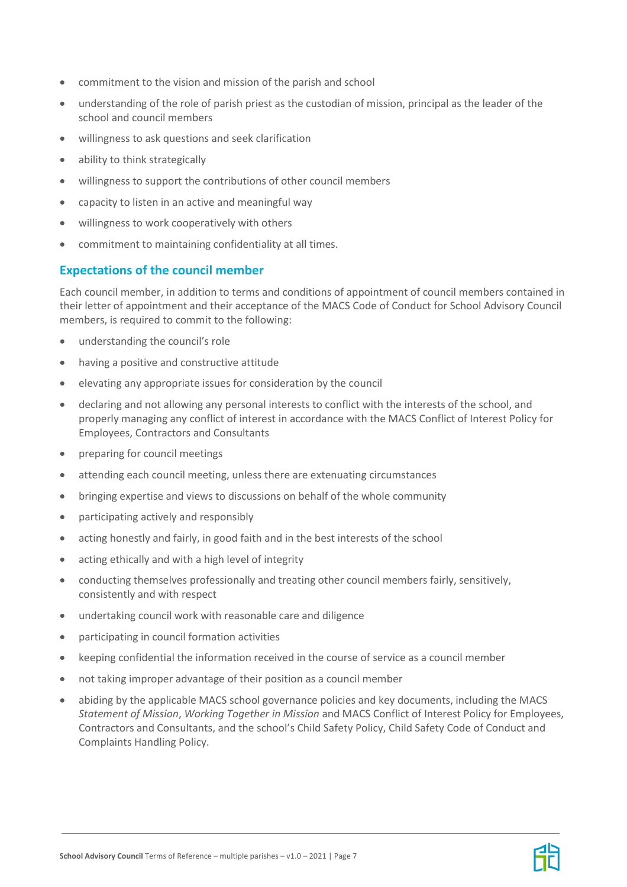- commitment to the vision and mission of the parish and school
- understanding of the role of parish priest as the custodian of mission, principal as the leader of the school and council members
- willingness to ask questions and seek clarification
- ability to think strategically
- willingness to support the contributions of other council members
- capacity to listen in an active and meaningful way
- willingness to work cooperatively with others
- commitment to maintaining confidentiality at all times.

## Expectations of the council member

Each council member, in addition to terms and conditions of appointment of council members contained in their letter of appointment and their acceptance of the MACS Code of Conduct for School Advisory Council members, is required to commit to the following:

- understanding the council's role
- having a positive and constructive attitude
- elevating any appropriate issues for consideration by the council
- declaring and not allowing any personal interests to conflict with the interests of the school, and properly managing any conflict of interest in accordance with the MACS Conflict of Interest Policy for Employees, Contractors and Consultants
- preparing for council meetings
- attending each council meeting, unless there are extenuating circumstances
- bringing expertise and views to discussions on behalf of the whole community
- participating actively and responsibly
- acting honestly and fairly, in good faith and in the best interests of the school
- acting ethically and with a high level of integrity
- conducting themselves professionally and treating other council members fairly, sensitively, consistently and with respect
- undertaking council work with reasonable care and diligence
- participating in council formation activities
- keeping confidential the information received in the course of service as a council member
- not taking improper advantage of their position as a council member
- abiding by the applicable MACS school governance policies and key documents, including the MACS *Statement of Mission*, *Working Together in Mission* and MACS Conflict of Interest Policy for Employees, Contractors and Consultants, and the school's Child Safety Policy, Child Safety Code of Conduct and Complaints Handling Policy.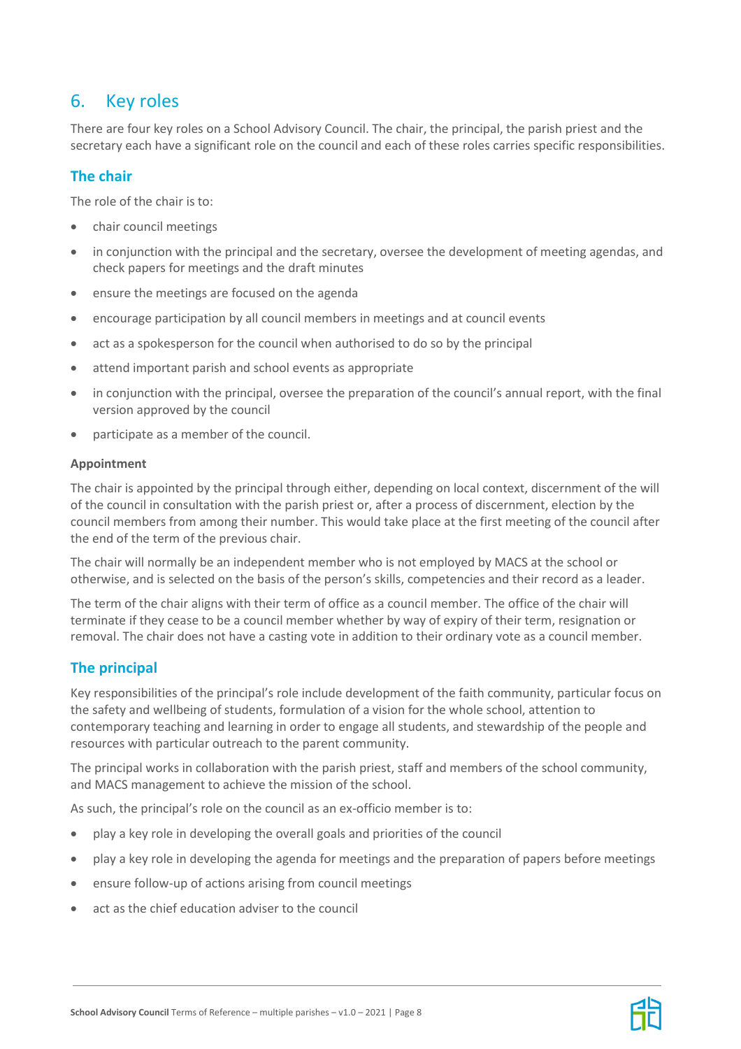## 6. Key roles

There are four key roles on a School Advisory Council. The chair, the principal, the parish priest and the secretary each have a significant role on the council and each of these roles carries specific responsibilities.

### The chair

The role of the chair is to:

- chair council meetings
- in conjunction with the principal and the secretary, oversee the development of meeting agendas, and check papers for meetings and the draft minutes
- ensure the meetings are focused on the agenda
- encourage participation by all council members in meetings and at council events
- act as a spokesperson for the council when authorised to do so by the principal
- attend important parish and school events as appropriate
- in conjunction with the principal, oversee the preparation of the council's annual report, with the final version approved by the council
- participate as a member of the council.

#### Appointment

The chair is appointed by the principal through either, depending on local context, discernment of the will of the council in consultation with the parish priest or, after a process of discernment, election by the council members from among their number. This would take place at the first meeting of the council after the end of the term of the previous chair.

The chair will normally be an independent member who is not employed by MACS at the school or otherwise, and is selected on the basis of the person's skills, competencies and their record as a leader.

The term of the chair aligns with their term of office as a council member. The office of the chair will terminate if they cease to be a council member whether by way of expiry of their term, resignation or removal. The chair does not have a casting vote in addition to their ordinary vote as a council member.

### The principal

Key responsibilities of the principal's role include development of the faith community, particular focus on the safety and wellbeing of students, formulation of a vision for the whole school, attention to contemporary teaching and learning in order to engage all students, and stewardship of the people and resources with particular outreach to the parent community.

The principal works in collaboration with the parish priest, staff and members of the school community, and MACS management to achieve the mission of the school.

As such, the principal's role on the council as an ex-officio member is to:

- play a key role in developing the overall goals and priorities of the council
- play a key role in developing the agenda for meetings and the preparation of papers before meetings
- ensure follow-up of actions arising from council meetings
- act as the chief education adviser to the council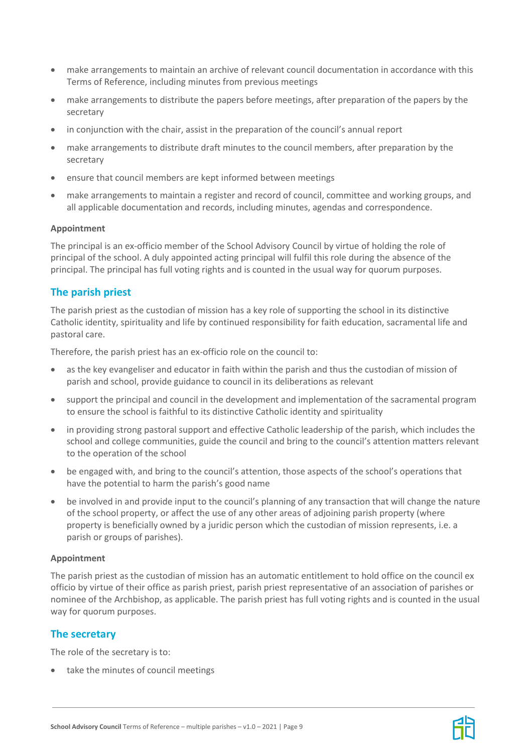- make arrangements to maintain an archive of relevant council documentation in accordance with this Terms of Reference, including minutes from previous meetings
- make arrangements to distribute the papers before meetings, after preparation of the papers by the secretary
- in conjunction with the chair, assist in the preparation of the council's annual report
- make arrangements to distribute draft minutes to the council members, after preparation by the secretary
- ensure that council members are kept informed between meetings
- make arrangements to maintain a register and record of council, committee and working groups, and all applicable documentation and records, including minutes, agendas and correspondence.

**Appointment**

The principal is an ex-officio member of the School Advisory Council by virtue of holding the role of principal of the school. A duly appointed acting principal will fulfil this role during the absence of the principal. The principal has full voting rights and is counted in the usual way for quorum purposes.

## The parish priest

The parish priest as the custodian of mission has a key role of supporting the school in its distinctive Catholic identity, spirituality and life by continued responsibility for faith education, sacramental life and pastoral care.

Therefore, the parish priest has an ex-officio role on the council to:

- as the key evangeliser and educator in faith within the parish and thus the custodian of mission of parish and school, provide guidance to council in its deliberations as relevant
- support the principal and council in the development and implementation of the sacramental program to ensure the school is faithful to its distinctive Catholic identity and spirituality
- in providing strong pastoral support and effective Catholic leadership of the parish, which includes the school and college communities, guide the council and bring to the council's attention matters relevant to the operation of the school
- be engaged with, and bring to the council's attention, those aspects of the school's operations that have the potential to harm the parish's good name
- be involved in and provide input to the council's planning of any transaction that will change the nature of the school property, or affect the use of any other areas of adjoining parish property (where property is beneficially owned by a juridic person which the custodian of mission represents, i.e. a parish or groups of parishes).

**Appointment**

The parish priest as the custodian of mission has an automatic entitlement to hold office on the council ex officio by virtue of their office as parish priest, parish priest representative of an association of parishes or nominee of the Archbishop, as applicable. The parish priest has full voting rights and is counted in the usual way for quorum purposes.

## The secretary

The role of the secretary is to:

- take the minutes of council meetings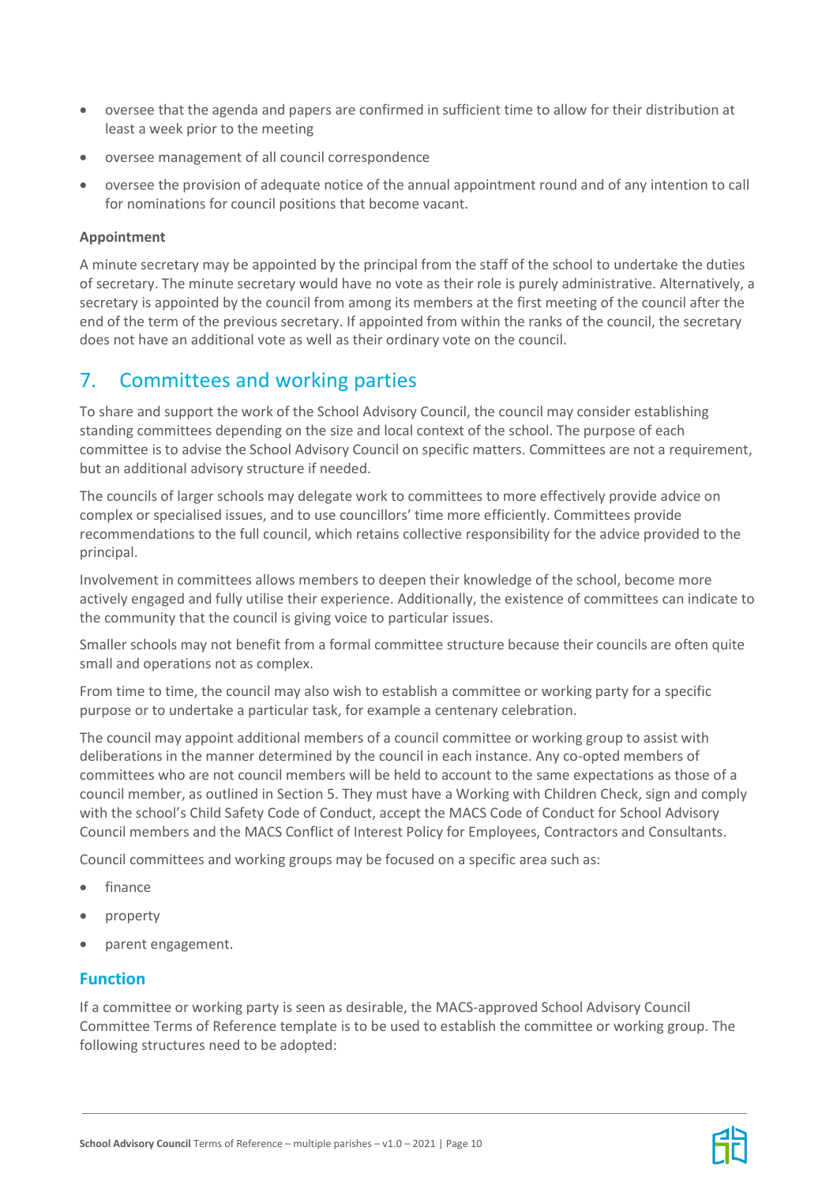- oversee that the agenda and papers are confirmed in sufficient time to allow for their distribution at least a week prior to the meeting
- oversee management of all council correspondence
- oversee the provision of adequate notice of the annual appointment round and of any intention to call for nominations for council positions that become vacant.

**Appointment**

A minute secretary may be appointed by the principal from the staff of the school to undertake the duties of secretary. The minute secretary would have no vote as their role is purely administrative. Alternatively, a secretary is appointed by the council from among its members at the first meeting of the council after the end of the term of the previous secretary. If appointed from within the ranks of the council, the secretary does not have an additional vote as well as their ordinary vote on the council.

## 7. Committees and working parties

To share and support the work of the School Advisory Council, the council may consider establishing standing committees depending on the size and local context of the school. The purpose of each committee is to advise the School Advisory Council on specific matters. Committees are not a requirement, but an additional advisory structure if needed.

The councils of larger schools may delegate work to committees to more effectively provide advice on complex or specialised issues, and to use councillors' time more efficiently. Committees provide recommendations to the full council, which retains collective responsibility for the advice provided to the principal.

Involvement in committees allows members to deepen their knowledge of the school, become more actively engaged and fully utilise their experience. Additionally, the existence of committees can indicate to the community that the council is giving voice to particular issues.

Smaller schools may not benefit from a formal committee structure because their councils are often quite small and operations not as complex.

From time to time, the council may also wish to establish a committee or working party for a specific purpose or to undertake a particular task, for example a centenary celebration.

The council may appoint additional members of a council committee or working group to assist with deliberations in the manner determined by the council in each instance. Any co-opted members of committees who are not council members will be held to account to the same expectations as those of a council member, as outlined in Section 5. They must have a Working with Children Check, sign and comply with the school's Child Safety Code of Conduct, accept the MACS Code of Conduct for School Advisory Council members and the MACS Conflict of Interest Policy for Employees, Contractors and Consultants.

Council committees and working groups may be focused on a specific area such as:

- finance
- property
- parent engagement.

### Function

If a committee or working party is seen as desirable, the MACS-approved School Advisory Council Committee Terms of Reference template is to be used to establish the committee or working group. The following structures need to be adopted: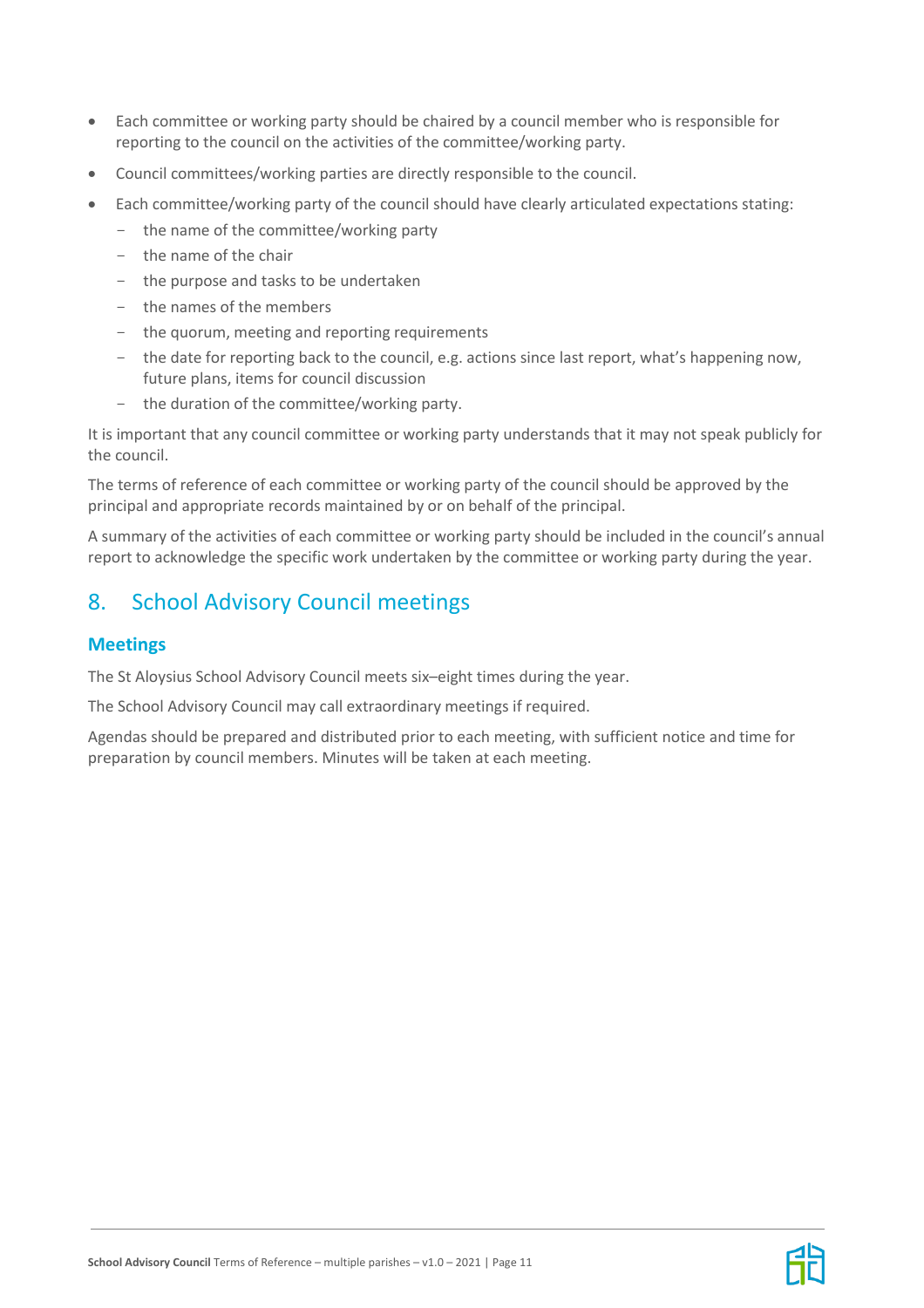- Each committee or working party should be chaired by a council member who is responsible for reporting to the council on the activities of the committee/working party.
- Council committees/working parties are directly responsible to the council.
- Each committee/working party of the council should have clearly articulated expectations stating:
  - the name of the committee/working party
  - the name of the chair
  - the purpose and tasks to be undertaken
  - the names of the members
  - the quorum, meeting and reporting requirements
  - the date for reporting back to the council, e.g. actions since last report, what's happening now, future plans, items for council discussion
  - the duration of the committee/working party.

It is important that any council committee or working party understands that it may not speak publicly for the council.

The terms of reference of each committee or working party of the council should be approved by the principal and appropriate records maintained by or on behalf of the principal.

A summary of the activities of each committee or working party should be included in the council's annual report to acknowledge the specific work undertaken by the committee or working party during the year.

## 8. School Advisory Council meetings

### Meetings

The St Aloysius School Advisory Council meets six–eight times during the year.

The School Advisory Council may call extraordinary meetings if required.

Agendas should be prepared and distributed prior to each meeting, with sufficient notice and time for preparation by council members. Minutes will be taken at each meeting.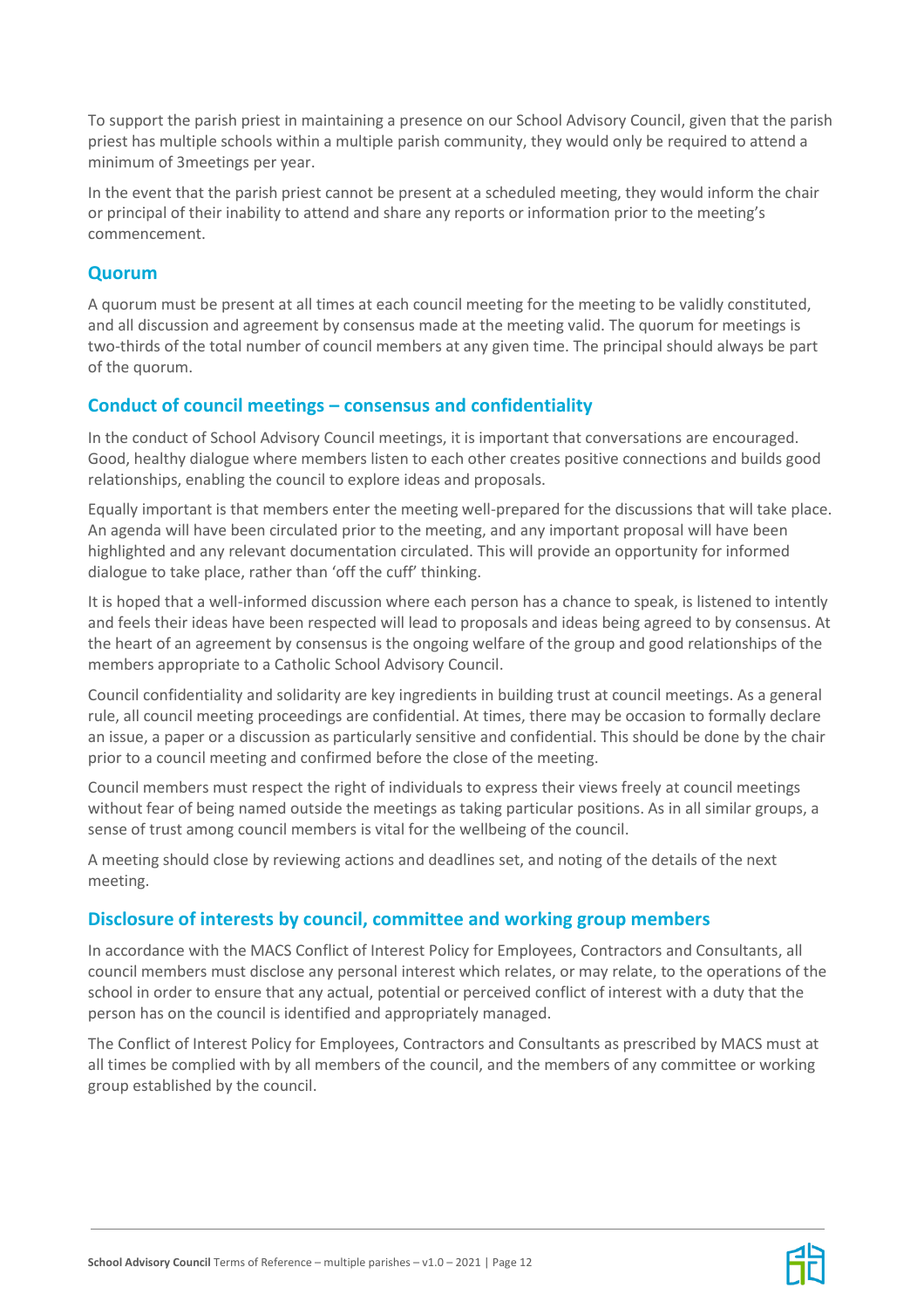To support the parish priest in maintaining a presence on our School Advisory Council, given that the parish priest has multiple schools within a multiple parish community, they would only be required to attend a minimum of 3meetings per year.

In the event that the parish priest cannot be present at a scheduled meeting, they would inform the chair or principal of their inability to attend and share any reports or information prior to the meeting's commencement.

## Quorum

A quorum must be present at all times at each council meeting for the meeting to be validly constituted, and all discussion and agreement by consensus made at the meeting valid. The quorum for meetings is two-thirds of the total number of council members at any given time. The principal should always be part of the quorum.

## Conduct of council meetings – consensus and confidentiality

In the conduct of School Advisory Council meetings, it is important that conversations are encouraged. Good, healthy dialogue where members listen to each other creates positive connections and builds good relationships, enabling the council to explore ideas and proposals.

Equally important is that members enter the meeting well-prepared for the discussions that will take place. An agenda will have been circulated prior to the meeting, and any important proposal will have been highlighted and any relevant documentation circulated. This will provide an opportunity for informed dialogue to take place, rather than 'off the cuff' thinking.

It is hoped that a well-informed discussion where each person has a chance to speak, is listened to intently and feels their ideas have been respected will lead to proposals and ideas being agreed to by consensus. At the heart of an agreement by consensus is the ongoing welfare of the group and good relationships of the members appropriate to a Catholic School Advisory Council.

Council confidentiality and solidarity are key ingredients in building trust at council meetings. As a general rule, all council meeting proceedings are confidential. At times, there may be occasion to formally declare an issue, a paper or a discussion as particularly sensitive and confidential. This should be done by the chair prior to a council meeting and confirmed before the close of the meeting.

Council members must respect the right of individuals to express their views freely at council meetings without fear of being named outside the meetings as taking particular positions. As in all similar groups, a sense of trust among council members is vital for the wellbeing of the council.

A meeting should close by reviewing actions and deadlines set, and noting of the details of the next meeting.

## Disclosure of interests by council, committee and working group members

In accordance with the MACS Conflict of Interest Policy for Employees, Contractors and Consultants, all council members must disclose any personal interest which relates, or may relate, to the operations of the school in order to ensure that any actual, potential or perceived conflict of interest with a duty that the person has on the council is identified and appropriately managed.

The Conflict of Interest Policy for Employees, Contractors and Consultants as prescribed by MACS must at all times be complied with by all members of the council, and the members of any committee or working group established by the council.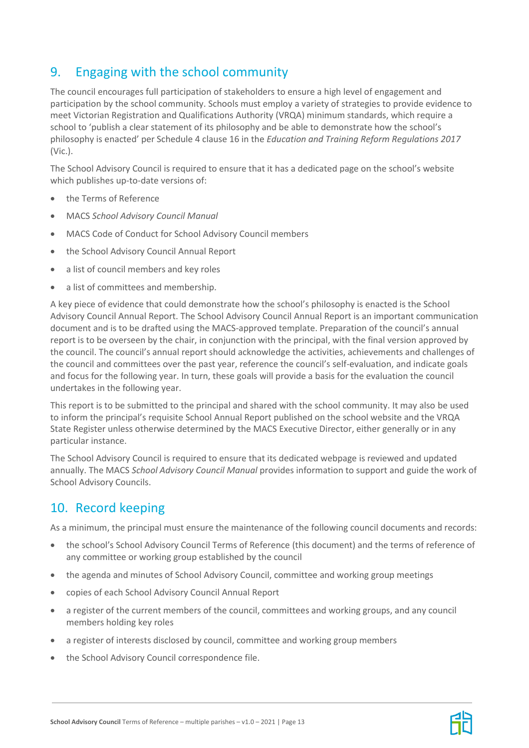## 9. Engaging with the school community

The council encourages full participation of stakeholders to ensure a high level of engagement and participation by the school community. Schools must employ a variety of strategies to provide evidence to meet Victorian Registration and Qualifications Authority (VRQA) minimum standards, which require a school to 'publish a clear statement of its philosophy and be able to demonstrate how the school's philosophy is enacted' per Schedule 4 clause 16 in the *Education and Training Reform Regulations 2017* (Vic.).

The School Advisory Council is required to ensure that it has a dedicated page on the school's website which publishes up-to-date versions of:

- the Terms of Reference
- MACS *School Advisory Council Manual*
- MACS Code of Conduct for School Advisory Council members
- the School Advisory Council Annual Report
- a list of council members and key roles
- a list of committees and membership.

A key piece of evidence that could demonstrate how the school's philosophy is enacted is the School Advisory Council Annual Report. The School Advisory Council Annual Report is an important communication document and is to be drafted using the MACS-approved template. Preparation of the council's annual report is to be overseen by the chair, in conjunction with the principal, with the final version approved by the council. The council's annual report should acknowledge the activities, achievements and challenges of the council and committees over the past year, reference the council's self-evaluation, and indicate goals and focus for the following year. In turn, these goals will provide a basis for the evaluation the council undertakes in the following year.

This report is to be submitted to the principal and shared with the school community. It may also be used to inform the principal's requisite School Annual Report published on the school website and the VRQA State Register unless otherwise determined by the MACS Executive Director, either generally or in any particular instance.

The School Advisory Council is required to ensure that its dedicated webpage is reviewed and updated annually. The MACS *School Advisory Council Manual* provides information to support and guide the work of School Advisory Councils.

## 10. Record keeping

As a minimum, the principal must ensure the maintenance of the following council documents and records:

- the school's School Advisory Council Terms of Reference (this document) and the terms of reference of any committee or working group established by the council
- the agenda and minutes of School Advisory Council, committee and working group meetings
- copies of each School Advisory Council Annual Report
- a register of the current members of the council, committees and working groups, and any council members holding key roles
- a register of interests disclosed by council, committee and working group members
- the School Advisory Council correspondence file.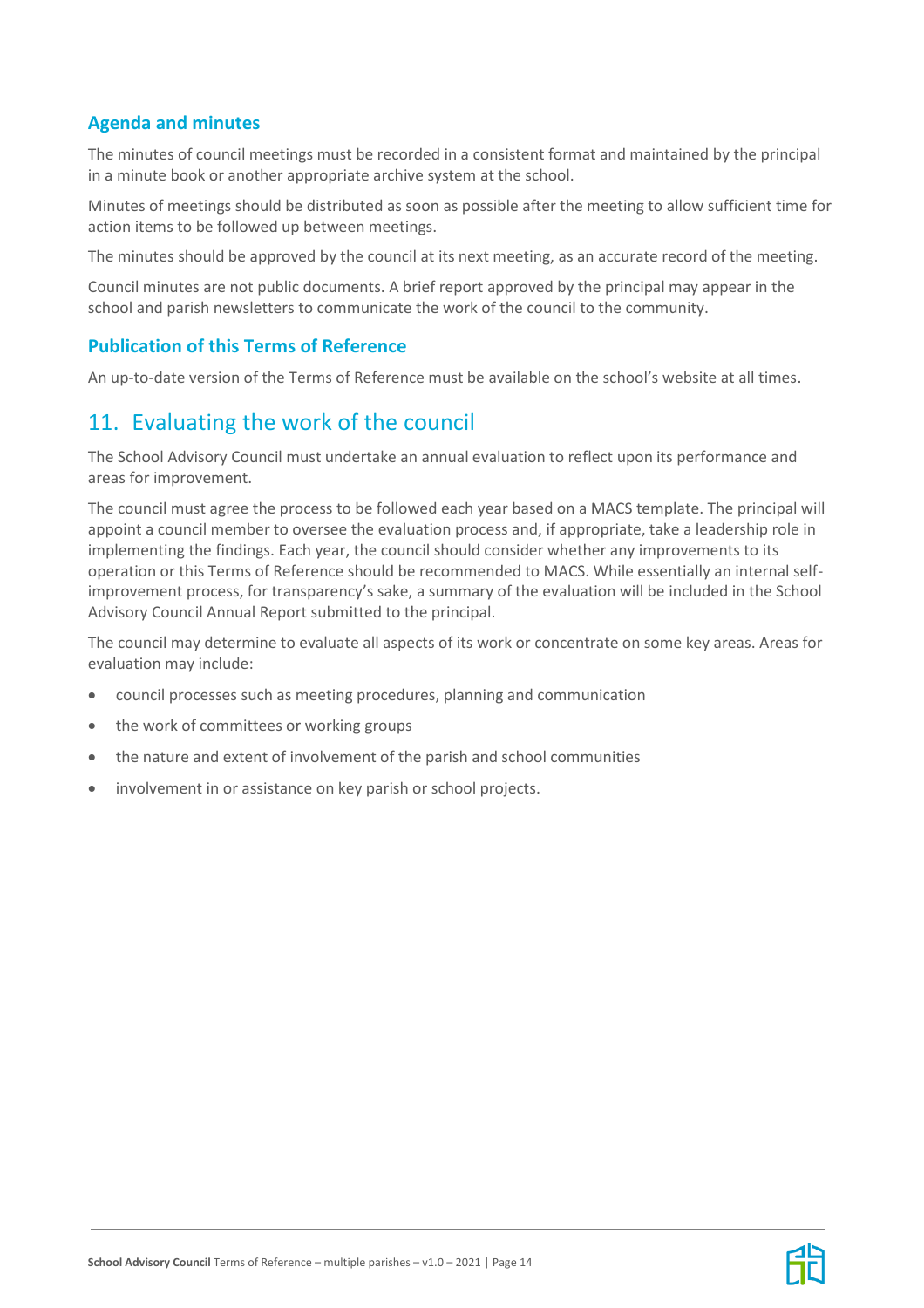### Agenda and minutes

The minutes of council meetings must be recorded in a consistent format and maintained by the principal in a minute book or another appropriate archive system at the school.

Minutes of meetings should be distributed as soon as possible after the meeting to allow sufficient time for action items to be followed up between meetings.

The minutes should be approved by the council at its next meeting, as an accurate record of the meeting.

Council minutes are not public documents. A brief report approved by the principal may appear in the school and parish newsletters to communicate the work of the council to the community.

### Publication of this Terms of Reference

An up-to-date version of the Terms of Reference must be available on the school's website at all times.

## 11. Evaluating the work of the council

The School Advisory Council must undertake an annual evaluation to reflect upon its performance and areas for improvement.

The council must agree the process to be followed each year based on a MACS template. The principal will appoint a council member to oversee the evaluation process and, if appropriate, take a leadership role in implementing the findings. Each year, the council should consider whether any improvements to its operation or this Terms of Reference should be recommended to MACS. While essentially an internal self-improvement process, for transparency's sake, a summary of the evaluation will be included in the School Advisory Council Annual Report submitted to the principal.

The council may determine to evaluate all aspects of its work or concentrate on some key areas. Areas for evaluation may include:

- council processes such as meeting procedures, planning and communication
- the work of committees or working groups
- the nature and extent of involvement of the parish and school communities
- involvement in or assistance on key parish or school projects.